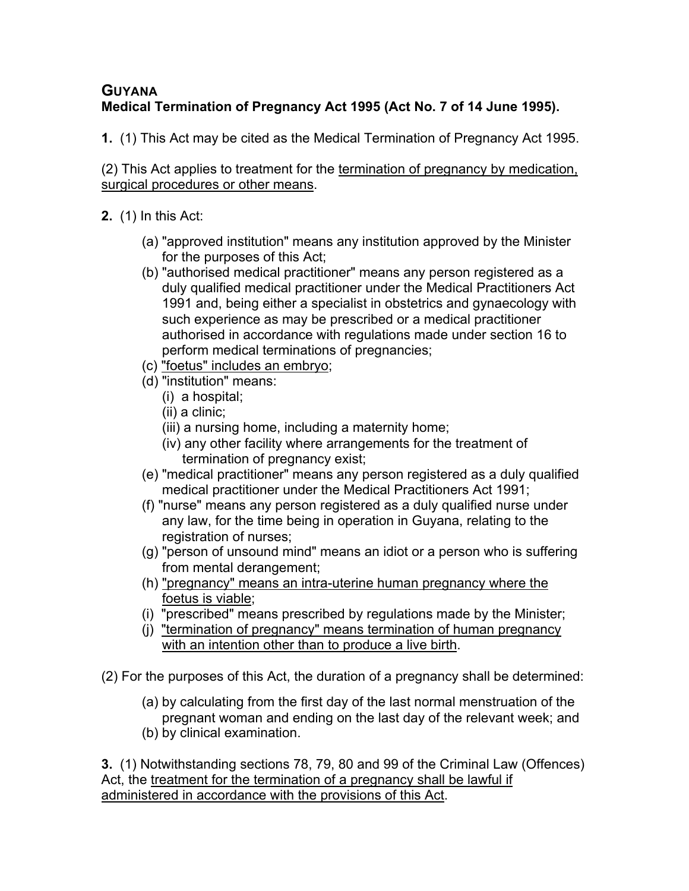# GUYANA
## Medical Termination of Pregnancy Act 1995 (Act No. 7 of 14 June 1995).

**1.** (1) This Act may be cited as the Medical Termination of Pregnancy Act 1995.

(2) This Act applies to treatment for the termination of pregnancy by medication, surgical procedures or other means.

**2.** (1) In this Act:

(a) "approved institution" means any institution approved by the Minister for the purposes of this Act;

(b) "authorised medical practitioner" means any person registered as a duly qualified medical practitioner under the Medical Practitioners Act 1991 and, being either a specialist in obstetrics and gynaecology with such experience as may be prescribed or a medical practitioner authorised in accordance with regulations made under section 16 to perform medical terminations of pregnancies;

(c) "foetus" includes an embryo;

(d) "institution" means:

  (i) a hospital;

  (ii) a clinic;

  (iii) a nursing home, including a maternity home;

  (iv) any other facility where arrangements for the treatment of termination of pregnancy exist;

(e) "medical practitioner" means any person registered as a duly qualified medical practitioner under the Medical Practitioners Act 1991;

(f) "nurse" means any person registered as a duly qualified nurse under any law, for the time being in operation in Guyana, relating to the registration of nurses;

(g) "person of unsound mind" means an idiot or a person who is suffering from mental derangement;

(h) "pregnancy" means an intra-uterine human pregnancy where the foetus is viable;

(i) "prescribed" means prescribed by regulations made by the Minister;

(j) "termination of pregnancy" means termination of human pregnancy with an intention other than to produce a live birth.

(2) For the purposes of this Act, the duration of a pregnancy shall be determined:

(a) by calculating from the first day of the last normal menstruation of the pregnant woman and ending on the last day of the relevant week; and

(b) by clinical examination.

**3.** (1) Notwithstanding sections 78, 79, 80 and 99 of the Criminal Law (Offences) Act, the treatment for the termination of a pregnancy shall be lawful if administered in accordance with the provisions of this Act.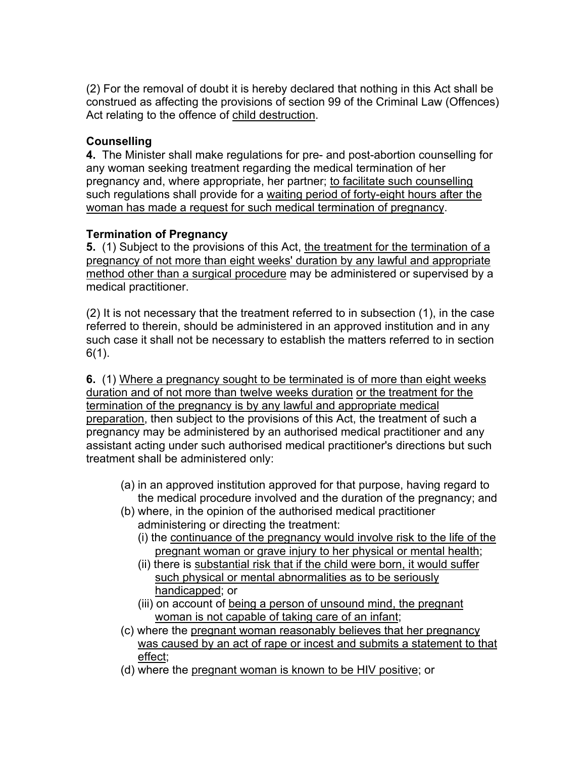(2) For the removal of doubt it is hereby declared that nothing in this Act shall be construed as affecting the provisions of section 99 of the Criminal Law (Offences) Act relating to the offence of child destruction.

**Counselling**

**4.** The Minister shall make regulations for pre- and post-abortion counselling for any woman seeking treatment regarding the medical termination of her pregnancy and, where appropriate, her partner; to facilitate such counselling such regulations shall provide for a waiting period of forty-eight hours after the woman has made a request for such medical termination of pregnancy.

**Termination of Pregnancy**

**5.** (1) Subject to the provisions of this Act, the treatment for the termination of a pregnancy of not more than eight weeks' duration by any lawful and appropriate method other than a surgical procedure may be administered or supervised by a medical practitioner.

(2) It is not necessary that the treatment referred to in subsection (1), in the case referred to therein, should be administered in an approved institution and in any such case it shall not be necessary to establish the matters referred to in section 6(1).

**6.** (1) Where a pregnancy sought to be terminated is of more than eight weeks duration and of not more than twelve weeks duration or the treatment for the termination of the pregnancy is by any lawful and appropriate medical preparation, then subject to the provisions of this Act, the treatment of such a pregnancy may be administered by an authorised medical practitioner and any assistant acting under such authorised medical practitioner's directions but such treatment shall be administered only:

- (a) in an approved institution approved for that purpose, having regard to the medical procedure involved and the duration of the pregnancy; and
- (b) where, in the opinion of the authorised medical practitioner administering or directing the treatment:
  - (i) the continuance of the pregnancy would involve risk to the life of the pregnant woman or grave injury to her physical or mental health;
  - (ii) there is substantial risk that if the child were born, it would suffer such physical or mental abnormalities as to be seriously handicapped; or
  - (iii) on account of being a person of unsound mind, the pregnant woman is not capable of taking care of an infant;
- (c) where the pregnant woman reasonably believes that her pregnancy was caused by an act of rape or incest and submits a statement to that effect;
- (d) where the pregnant woman is known to be HIV positive; or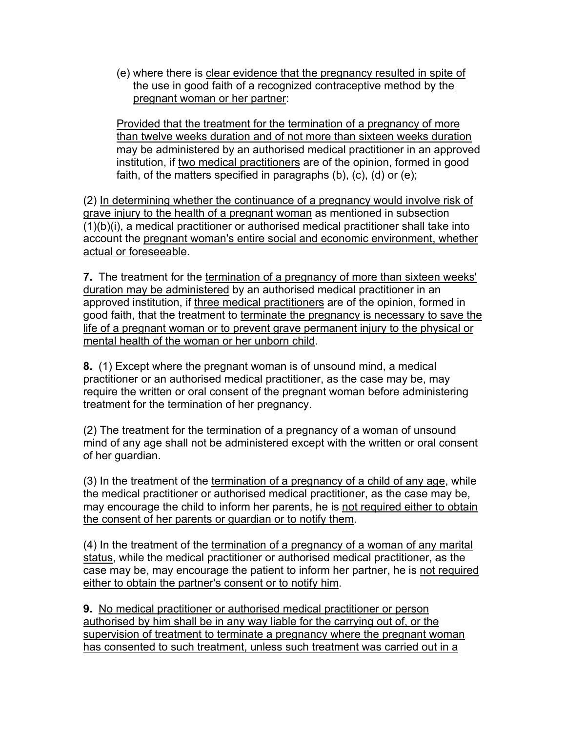(e) where there is clear evidence that the pregnancy resulted in spite of the use in good faith of a recognized contraceptive method by the pregnant woman or her partner:

Provided that the treatment for the termination of a pregnancy of more than twelve weeks duration and of not more than sixteen weeks duration may be administered by an authorised medical practitioner in an approved institution, if two medical practitioners are of the opinion, formed in good faith, of the matters specified in paragraphs (b), (c), (d) or (e);

(2) In determining whether the continuance of a pregnancy would involve risk of grave injury to the health of a pregnant woman as mentioned in subsection (1)(b)(i), a medical practitioner or authorised medical practitioner shall take into account the pregnant woman's entire social and economic environment, whether actual or foreseeable.

**7.** The treatment for the termination of a pregnancy of more than sixteen weeks' duration may be administered by an authorised medical practitioner in an approved institution, if three medical practitioners are of the opinion, formed in good faith, that the treatment to terminate the pregnancy is necessary to save the life of a pregnant woman or to prevent grave permanent injury to the physical or mental health of the woman or her unborn child.

**8.** (1) Except where the pregnant woman is of unsound mind, a medical practitioner or an authorised medical practitioner, as the case may be, may require the written or oral consent of the pregnant woman before administering treatment for the termination of her pregnancy.

(2) The treatment for the termination of a pregnancy of a woman of unsound mind of any age shall not be administered except with the written or oral consent of her guardian.

(3) In the treatment of the termination of a pregnancy of a child of any age, while the medical practitioner or authorised medical practitioner, as the case may be, may encourage the child to inform her parents, he is not required either to obtain the consent of her parents or guardian or to notify them.

(4) In the treatment of the termination of a pregnancy of a woman of any marital status, while the medical practitioner or authorised medical practitioner, as the case may be, may encourage the patient to inform her partner, he is not required either to obtain the partner's consent or to notify him.

**9.** No medical practitioner or authorised medical practitioner or person authorised by him shall be in any way liable for the carrying out of, or the supervision of treatment to terminate a pregnancy where the pregnant woman has consented to such treatment, unless such treatment was carried out in a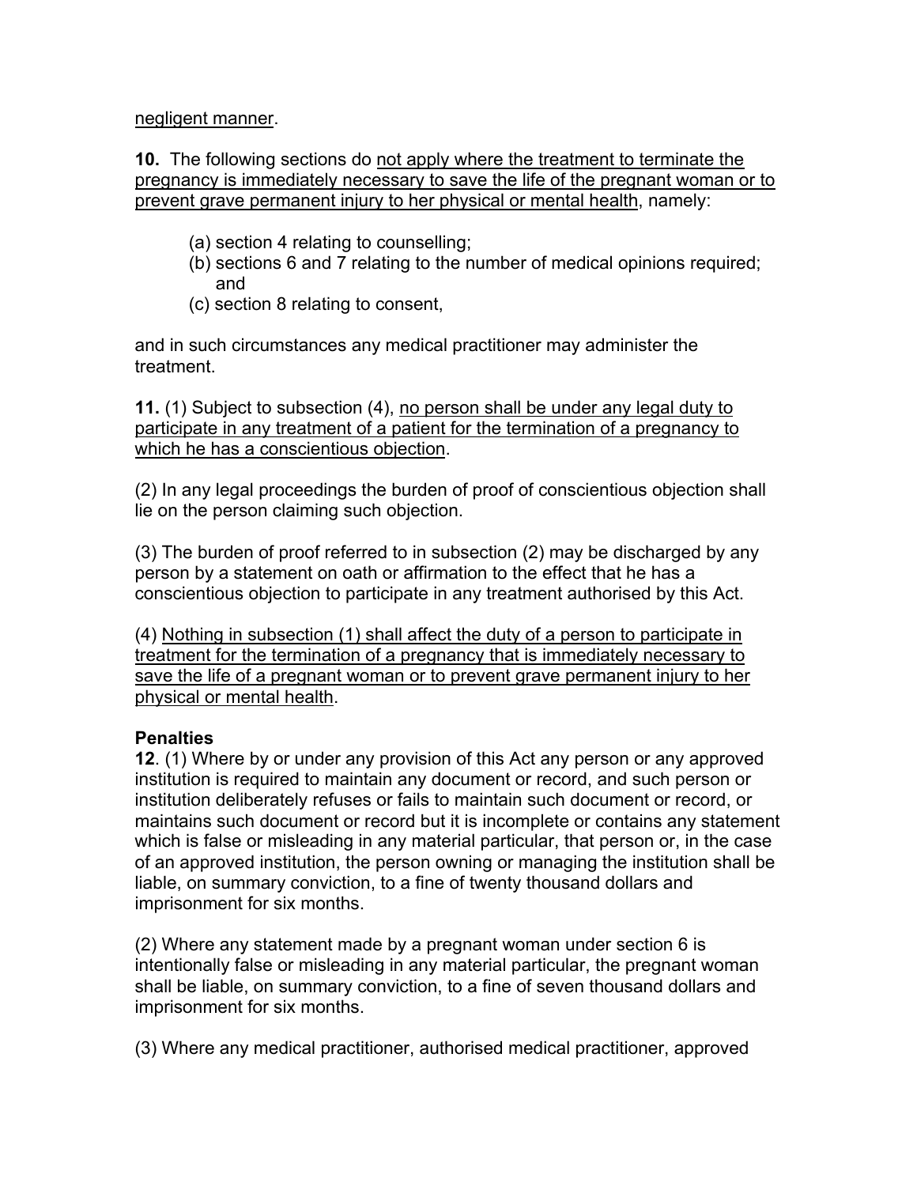negligent manner.

**10.** The following sections do not apply where the treatment to terminate the pregnancy is immediately necessary to save the life of the pregnant woman or to prevent grave permanent injury to her physical or mental health, namely:

(a) section 4 relating to counselling;
(b) sections 6 and 7 relating to the number of medical opinions required; and
(c) section 8 relating to consent,

and in such circumstances any medical practitioner may administer the treatment.

**11.** (1) Subject to subsection (4), no person shall be under any legal duty to participate in any treatment of a patient for the termination of a pregnancy to which he has a conscientious objection.

(2) In any legal proceedings the burden of proof of conscientious objection shall lie on the person claiming such objection.

(3) The burden of proof referred to in subsection (2) may be discharged by any person by a statement on oath or affirmation to the effect that he has a conscientious objection to participate in any treatment authorised by this Act.

(4) Nothing in subsection (1) shall affect the duty of a person to participate in treatment for the termination of a pregnancy that is immediately necessary to save the life of a pregnant woman or to prevent grave permanent injury to her physical or mental health.

**Penalties**

**12**. (1) Where by or under any provision of this Act any person or any approved institution is required to maintain any document or record, and such person or institution deliberately refuses or fails to maintain such document or record, or maintains such document or record but it is incomplete or contains any statement which is false or misleading in any material particular, that person or, in the case of an approved institution, the person owning or managing the institution shall be liable, on summary conviction, to a fine of twenty thousand dollars and imprisonment for six months.

(2) Where any statement made by a pregnant woman under section 6 is intentionally false or misleading in any material particular, the pregnant woman shall be liable, on summary conviction, to a fine of seven thousand dollars and imprisonment for six months.

(3) Where any medical practitioner, authorised medical practitioner, approved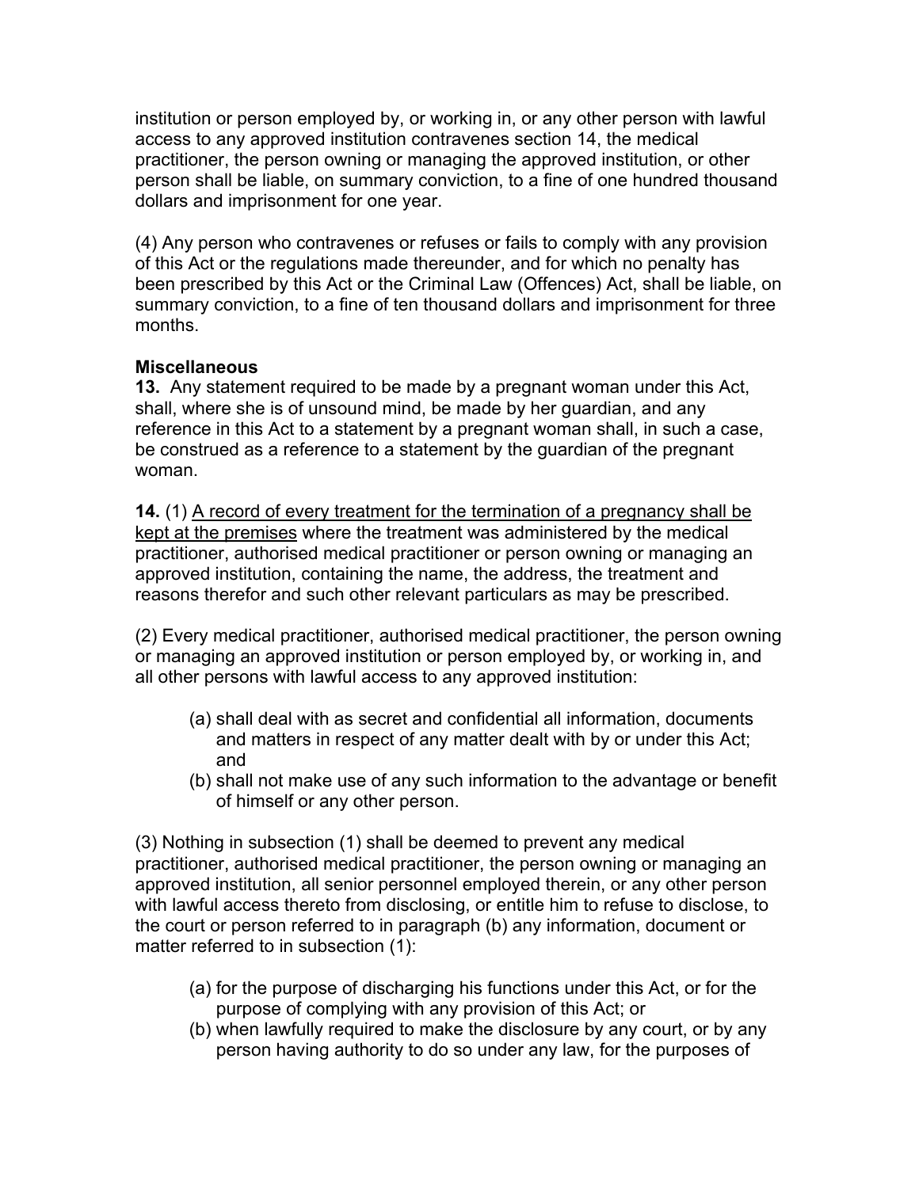institution or person employed by, or working in, or any other person with lawful access to any approved institution contravenes section 14, the medical practitioner, the person owning or managing the approved institution, or other person shall be liable, on summary conviction, to a fine of one hundred thousand dollars and imprisonment for one year.

(4) Any person who contravenes or refuses or fails to comply with any provision of this Act or the regulations made thereunder, and for which no penalty has been prescribed by this Act or the Criminal Law (Offences) Act, shall be liable, on summary conviction, to a fine of ten thousand dollars and imprisonment for three months.

**Miscellaneous**

**13.** Any statement required to be made by a pregnant woman under this Act, shall, where she is of unsound mind, be made by her guardian, and any reference in this Act to a statement by a pregnant woman shall, in such a case, be construed as a reference to a statement by the guardian of the pregnant woman.

**14.** (1) <u>A record of every treatment for the termination of a pregnancy shall be kept at the premises</u> where the treatment was administered by the medical practitioner, authorised medical practitioner or person owning or managing an approved institution, containing the name, the address, the treatment and reasons therefor and such other relevant particulars as may be prescribed.

(2) Every medical practitioner, authorised medical practitioner, the person owning or managing an approved institution or person employed by, or working in, and all other persons with lawful access to any approved institution:

(a) shall deal with as secret and confidential all information, documents and matters in respect of any matter dealt with by or under this Act; and
(b) shall not make use of any such information to the advantage or benefit of himself or any other person.

(3) Nothing in subsection (1) shall be deemed to prevent any medical practitioner, authorised medical practitioner, the person owning or managing an approved institution, all senior personnel employed therein, or any other person with lawful access thereto from disclosing, or entitle him to refuse to disclose, to the court or person referred to in paragraph (b) any information, document or matter referred to in subsection (1):

(a) for the purpose of discharging his functions under this Act, or for the purpose of complying with any provision of this Act; or
(b) when lawfully required to make the disclosure by any court, or by any person having authority to do so under any law, for the purposes of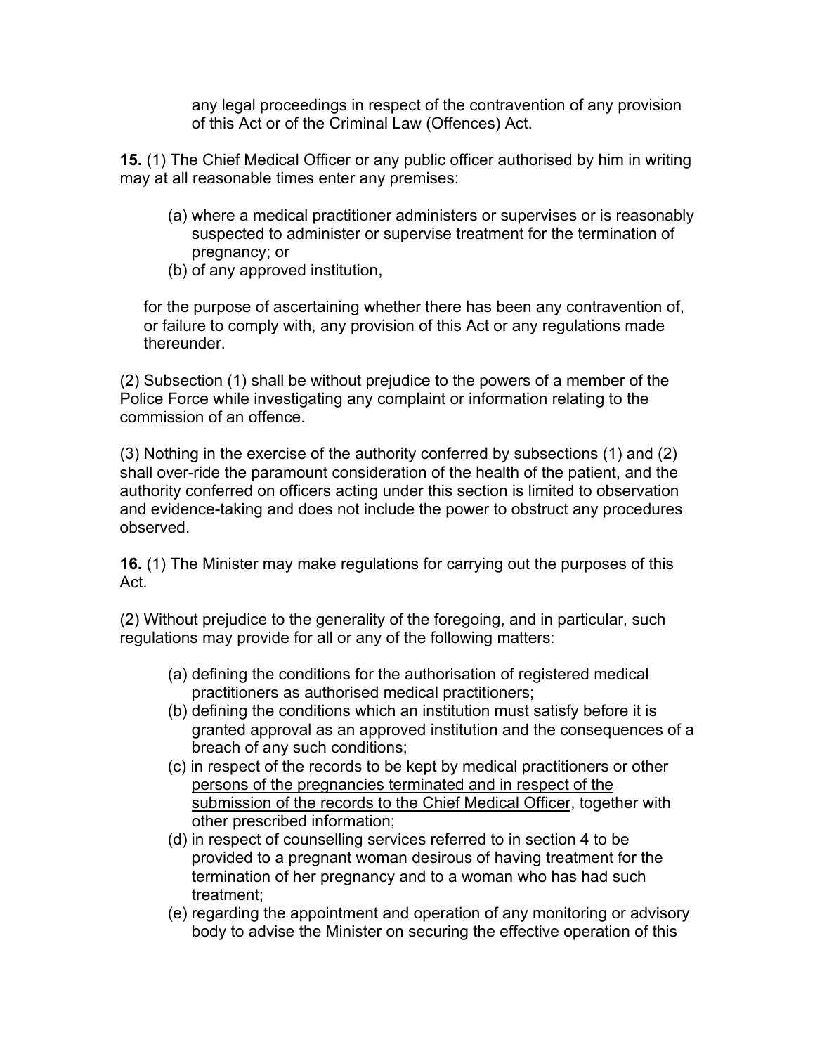any legal proceedings in respect of the contravention of any provision of this Act or of the Criminal Law (Offences) Act.

**15.** (1) The Chief Medical Officer or any public officer authorised by him in writing may at all reasonable times enter any premises:

(a) where a medical practitioner administers or supervises or is reasonably suspected to administer or supervise treatment for the termination of pregnancy; or
(b) of any approved institution,

for the purpose of ascertaining whether there has been any contravention of, or failure to comply with, any provision of this Act or any regulations made thereunder.

(2) Subsection (1) shall be without prejudice to the powers of a member of the Police Force while investigating any complaint or information relating to the commission of an offence.

(3) Nothing in the exercise of the authority conferred by subsections (1) and (2) shall over-ride the paramount consideration of the health of the patient, and the authority conferred on officers acting under this section is limited to observation and evidence-taking and does not include the power to obstruct any procedures observed.

**16.** (1) The Minister may make regulations for carrying out the purposes of this Act.

(2) Without prejudice to the generality of the foregoing, and in particular, such regulations may provide for all or any of the following matters:

(a) defining the conditions for the authorisation of registered medical practitioners as authorised medical practitioners;
(b) defining the conditions which an institution must satisfy before it is granted approval as an approved institution and the consequences of a breach of any such conditions;
(c) in respect of the <u>records to be kept by medical practitioners or other persons of the pregnancies terminated and in respect of the submission of the records to the Chief Medical Officer</u>, together with other prescribed information;
(d) in respect of counselling services referred to in section 4 to be provided to a pregnant woman desirous of having treatment for the termination of her pregnancy and to a woman who has had such treatment;
(e) regarding the appointment and operation of any monitoring or advisory body to advise the Minister on securing the effective operation of this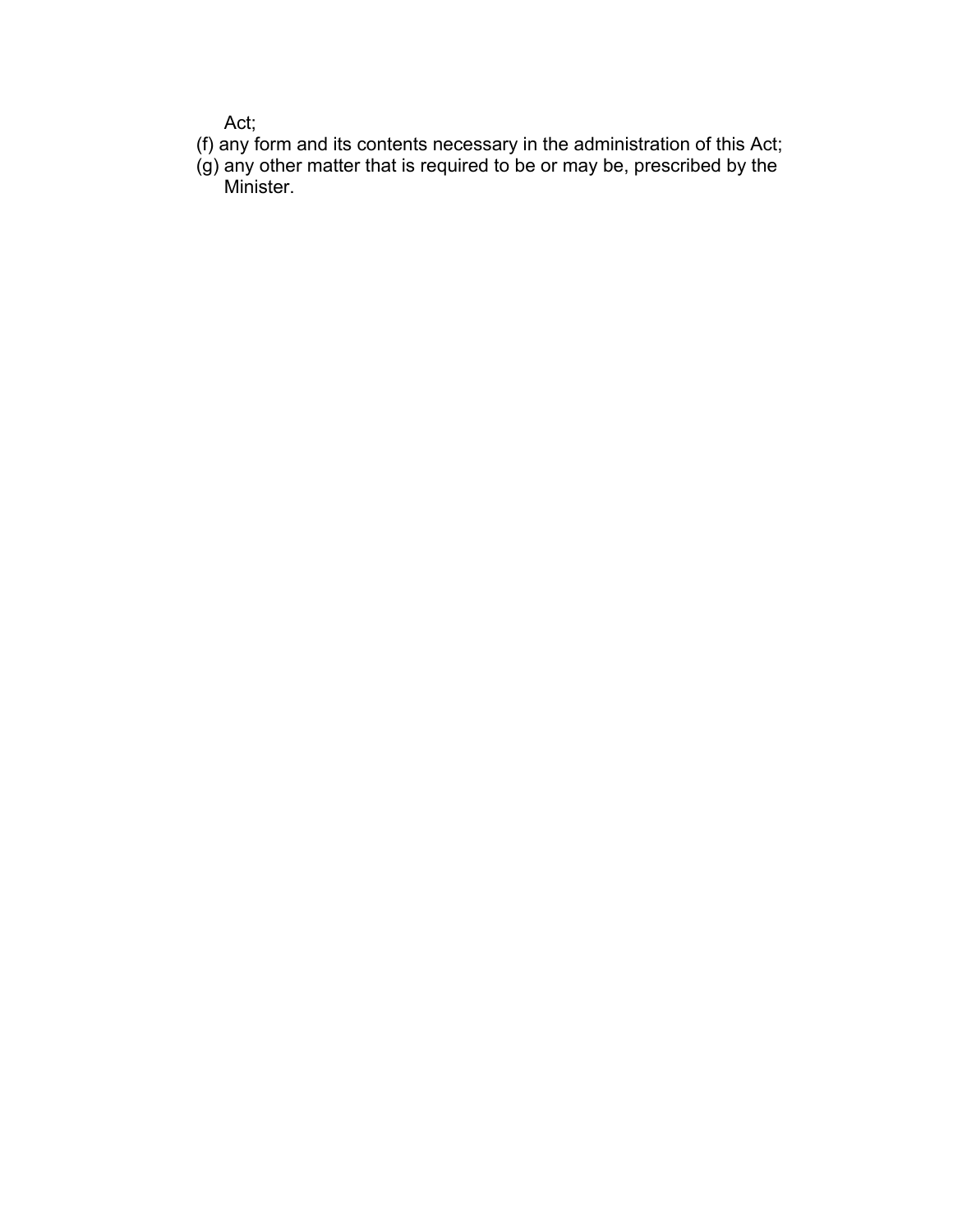Act;

(f) any form and its contents necessary in the administration of this Act;

(g) any other matter that is required to be or may be, prescribed by the Minister.